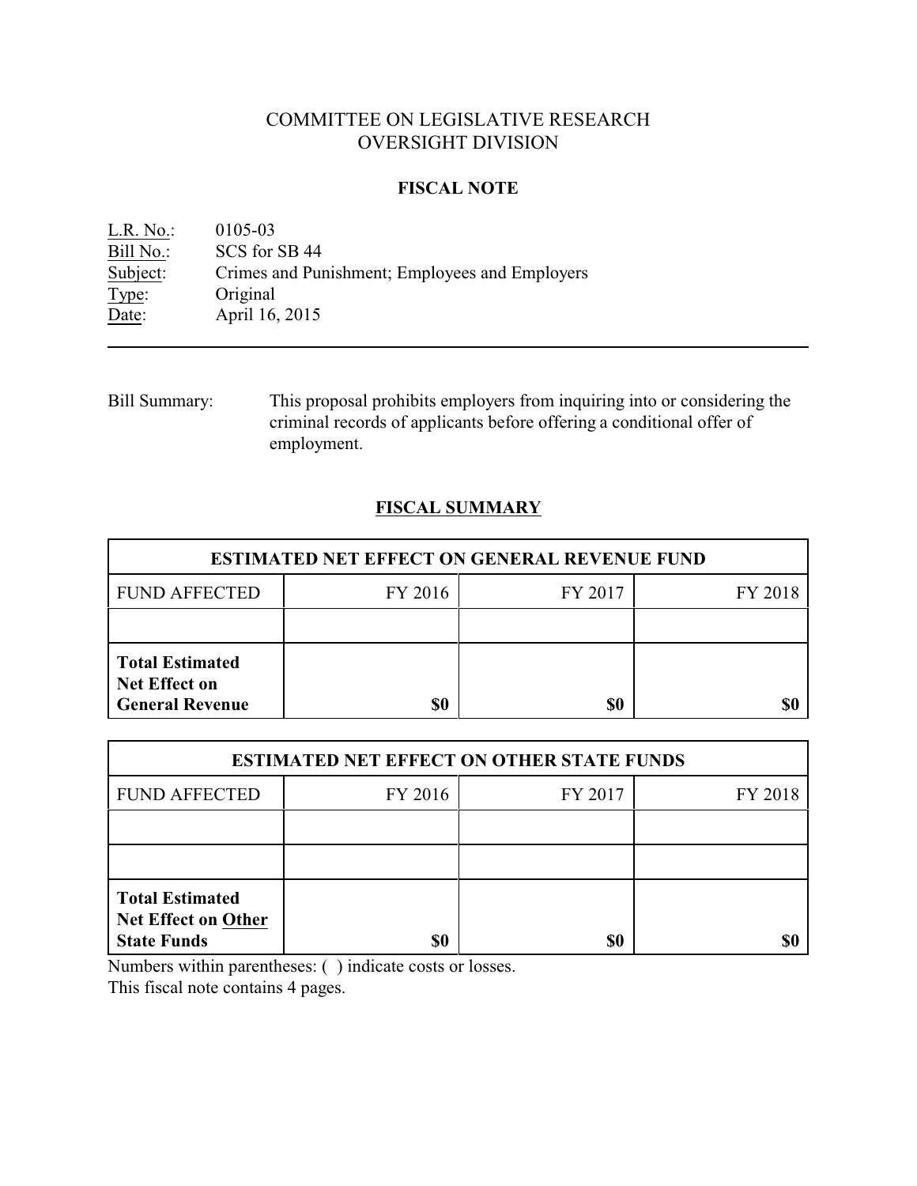# COMMITTEE ON LEGISLATIVE RESEARCH
# OVERSIGHT DIVISION

## FISCAL NOTE

L.R. No.: 0105-03
Bill No.: SCS for SB 44
Subject: Crimes and Punishment; Employees and Employers
Type: Original
Date: April 16, 2015

---

Bill Summary: This proposal prohibits employers from inquiring into or considering the criminal records of applicants before offering a conditional offer of employment.

## FISCAL SUMMARY

| ESTIMATED NET EFFECT ON GENERAL REVENUE FUND | | | |
|---|---|---|---|
| FUND AFFECTED | FY 2016 | FY 2017 | FY 2018 |
| | | | |
| **Total Estimated Net Effect on General Revenue** | **$0** | **$0** | **$0** |

| ESTIMATED NET EFFECT ON OTHER STATE FUNDS | | | |
|---|---|---|---|
| FUND AFFECTED | FY 2016 | FY 2017 | FY 2018 |
| | | | |
| | | | |
| **Total Estimated Net Effect on Other State Funds** | **$0** | **$0** | **$0** |

Numbers within parentheses: ( ) indicate costs or losses.
This fiscal note contains 4 pages.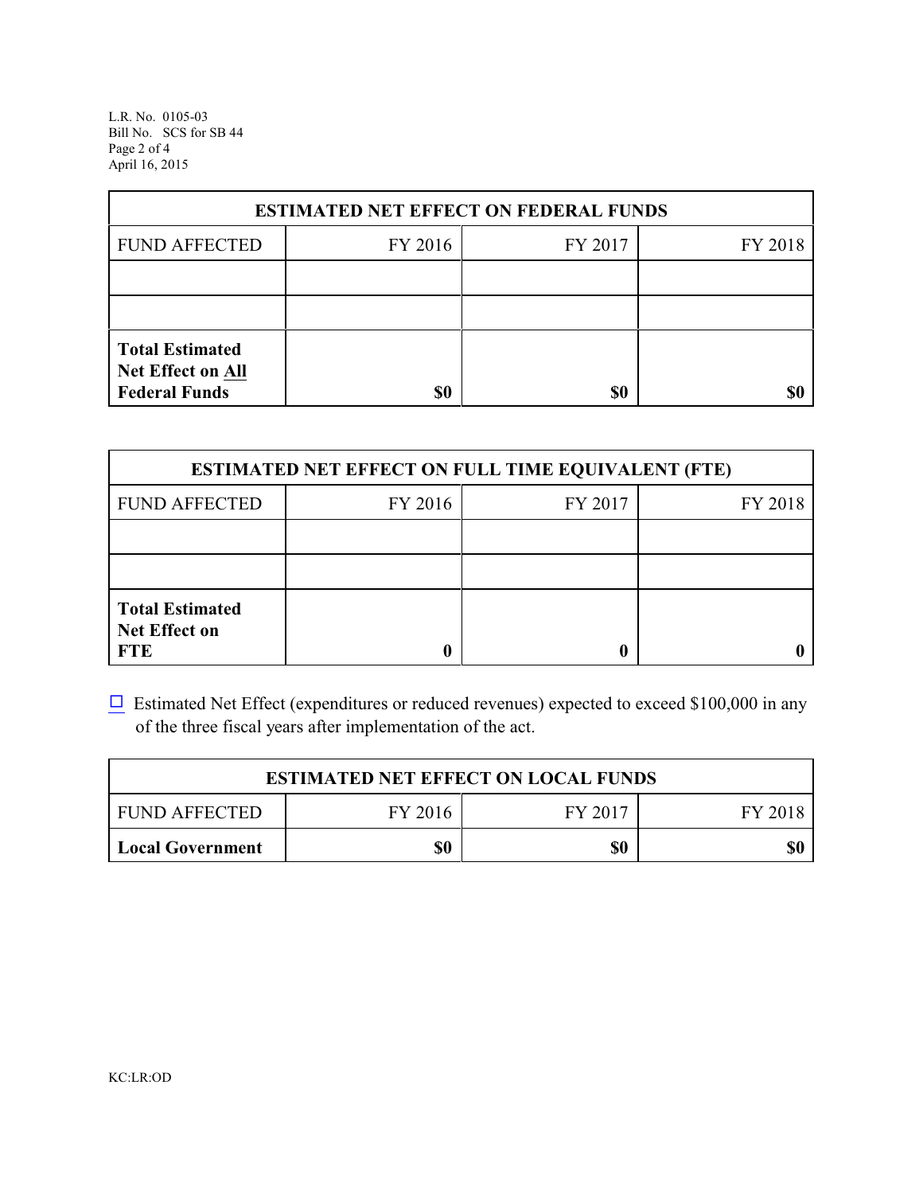| ESTIMATED NET EFFECT ON FEDERAL FUNDS | | | |
|---|---|---|---|
| FUND AFFECTED | FY 2016 | FY 2017 | FY 2018 |
| | | | |
| | | | |
| **Total Estimated Net Effect on All Federal Funds** | **$0** | **$0** | **$0** |

| ESTIMATED NET EFFECT ON FULL TIME EQUIVALENT (FTE) | | | |
|---|---|---|---|
| FUND AFFECTED | FY 2016 | FY 2017 | FY 2018 |
| | | | |
| | | | |
| **Total Estimated Net Effect on FTE** | **0** | **0** | **0** |

☐ Estimated Net Effect (expenditures or reduced revenues) expected to exceed $100,000 in any of the three fiscal years after implementation of the act.

| ESTIMATED NET EFFECT ON LOCAL FUNDS | | | |
|---|---|---|---|
| FUND AFFECTED | FY 2016 | FY 2017 | FY 2018 |
| **Local Government** | **$0** | **$0** | **$0** |

KC:LR:OD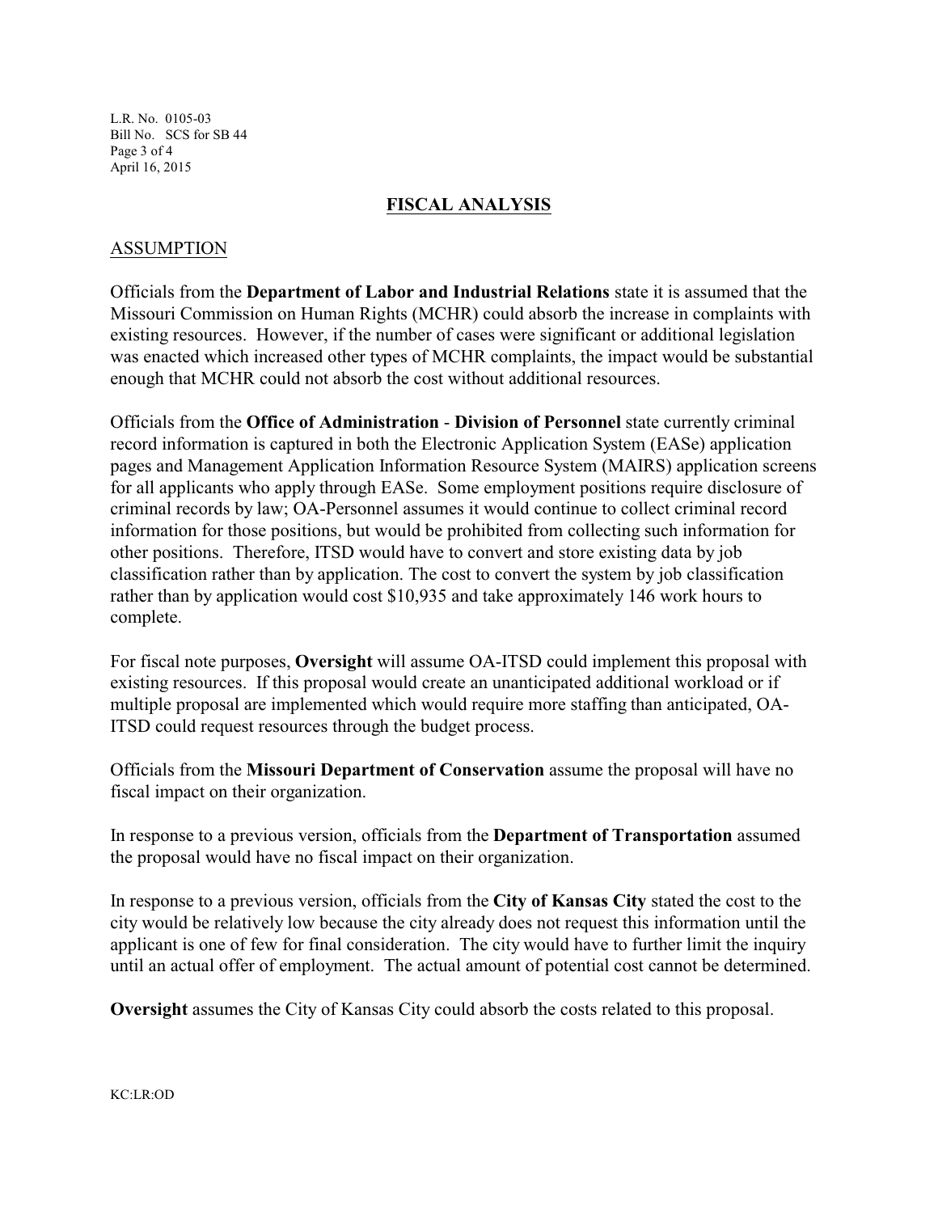## FISCAL ANALYSIS

### ASSUMPTION

Officials from the **Department of Labor and Industrial Relations** state it is assumed that the Missouri Commission on Human Rights (MCHR) could absorb the increase in complaints with existing resources. However, if the number of cases were significant or additional legislation was enacted which increased other types of MCHR complaints, the impact would be substantial enough that MCHR could not absorb the cost without additional resources.

Officials from the **Office of Administration** - **Division of Personnel** state currently criminal record information is captured in both the Electronic Application System (EASe) application pages and Management Application Information Resource System (MAIRS) application screens for all applicants who apply through EASe. Some employment positions require disclosure of criminal records by law; OA-Personnel assumes it would continue to collect criminal record information for those positions, but would be prohibited from collecting such information for other positions. Therefore, ITSD would have to convert and store existing data by job classification rather than by application. The cost to convert the system by job classification rather than by application would cost $10,935 and take approximately 146 work hours to complete.

For fiscal note purposes, **Oversight** will assume OA-ITSD could implement this proposal with existing resources. If this proposal would create an unanticipated additional workload or if multiple proposal are implemented which would require more staffing than anticipated, OA-ITSD could request resources through the budget process.

Officials from the **Missouri Department of Conservation** assume the proposal will have no fiscal impact on their organization.

In response to a previous version, officials from the **Department of Transportation** assumed the proposal would have no fiscal impact on their organization.

In response to a previous version, officials from the **City of Kansas City** stated the cost to the city would be relatively low because the city already does not request this information until the applicant is one of few for final consideration. The city would have to further limit the inquiry until an actual offer of employment. The actual amount of potential cost cannot be determined.

**Oversight** assumes the City of Kansas City could absorb the costs related to this proposal.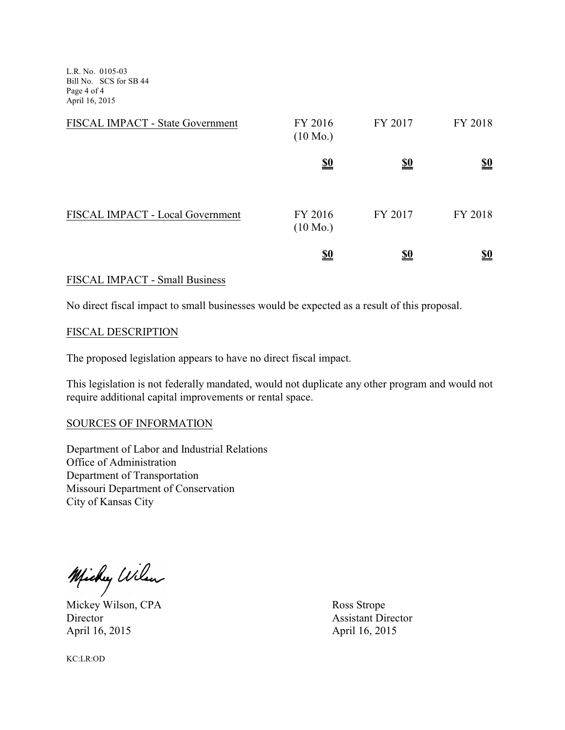| FISCAL IMPACT - State Government | FY 2016 (10 Mo.) | FY 2017 | FY 2018 |
| --- | --- | --- | --- |
| | **$0** | **$0** | **$0** |

| FISCAL IMPACT - Local Government | FY 2016 (10 Mo.) | FY 2017 | FY 2018 |
| --- | --- | --- | --- |
| | **$0** | **$0** | **$0** |

## FISCAL IMPACT - Small Business

No direct fiscal impact to small businesses would be expected as a result of this proposal.

## FISCAL DESCRIPTION

The proposed legislation appears to have no direct fiscal impact.

This legislation is not federally mandated, would not duplicate any other program and would not require additional capital improvements or rental space.

## SOURCES OF INFORMATION

Department of Labor and Industrial Relations
Office of Administration
Department of Transportation
Missouri Department of Conservation
City of Kansas City

Mickey Wilson, CPA
Director
April 16, 2015

Ross Strope
Assistant Director
April 16, 2015

KC:LR:OD